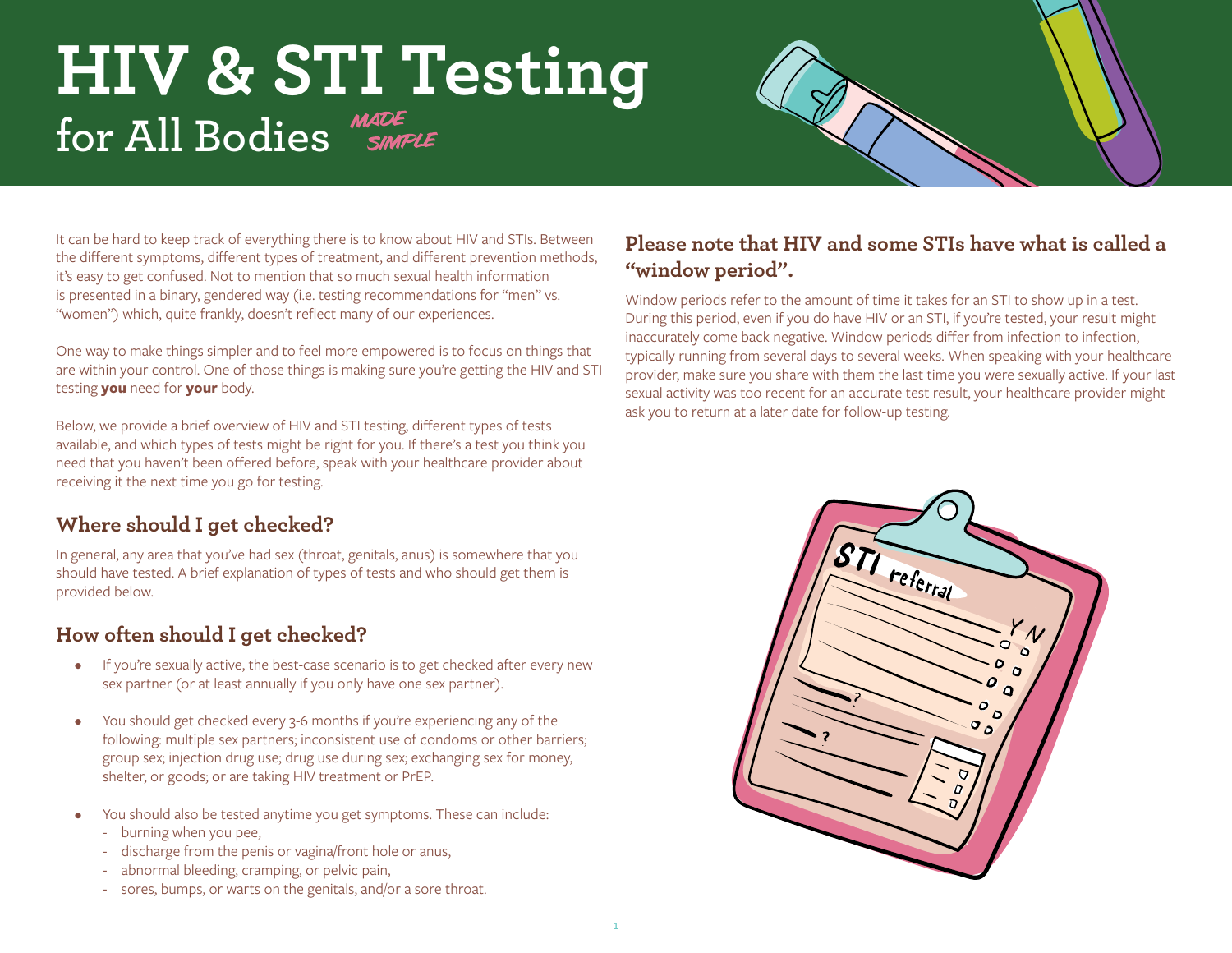# HIV & STI Testing for All Bodies MADE SIMPLE

It can be hard to keep track of everything there is to know about HIV and STIs. Between the different symptoms, different types of treatment, and different prevention methods, it's easy to get confused. Not to mention that so much sexual health information is presented in a binary, gendered way (i.e. testing recommendations for "men" vs. "women") which, quite frankly, doesn't reflect many of our experiences.

One way to make things simpler and to feel more empowered is to focus on things that are within your control. One of those things is making sure you're getting the HIV and STI testing **you** need for **your** body.

Below, we provide a brief overview of HIV and STI testing, different types of tests available, and which types of tests might be right for you. If there's a test you think you need that you haven't been offered before, speak with your healthcare provider about receiving it the next time you go for testing.

## Where should I get checked?

In general, any area that you've had sex (throat, genitals, anus) is somewhere that you should have tested. A brief explanation of types of tests and who should get them is provided below.

## How often should I get checked?

- If you're sexually active, the best-case scenario is to get checked after every new sex partner (or at least annually if you only have one sex partner).
- You should get checked every 3-6 months if you're experiencing any of the following: multiple sex partners; inconsistent use of condoms or other barriers; group sex; injection drug use; drug use during sex; exchanging sex for money, shelter, or goods; or are taking HIV treatment or PrEP.
- You should also be tested anytime you get symptoms. These can include:
  - burning when you pee,
  - discharge from the penis or vagina/front hole or anus,
  - abnormal bleeding, cramping, or pelvic pain,
  - sores, bumps, or warts on the genitals, and/or a sore throat.

## Please note that HIV and some STIs have what is called a "window period".

Window periods refer to the amount of time it takes for an STI to show up in a test. During this period, even if you do have HIV or an STI, if you're tested, your result might inaccurately come back negative. Window periods differ from infection to infection, typically running from several days to several weeks. When speaking with your healthcare provider, make sure you share with them the last time you were sexually active. If your last sexual activity was too recent for an accurate test result, your healthcare provider might ask you to return at a later date for follow-up testing.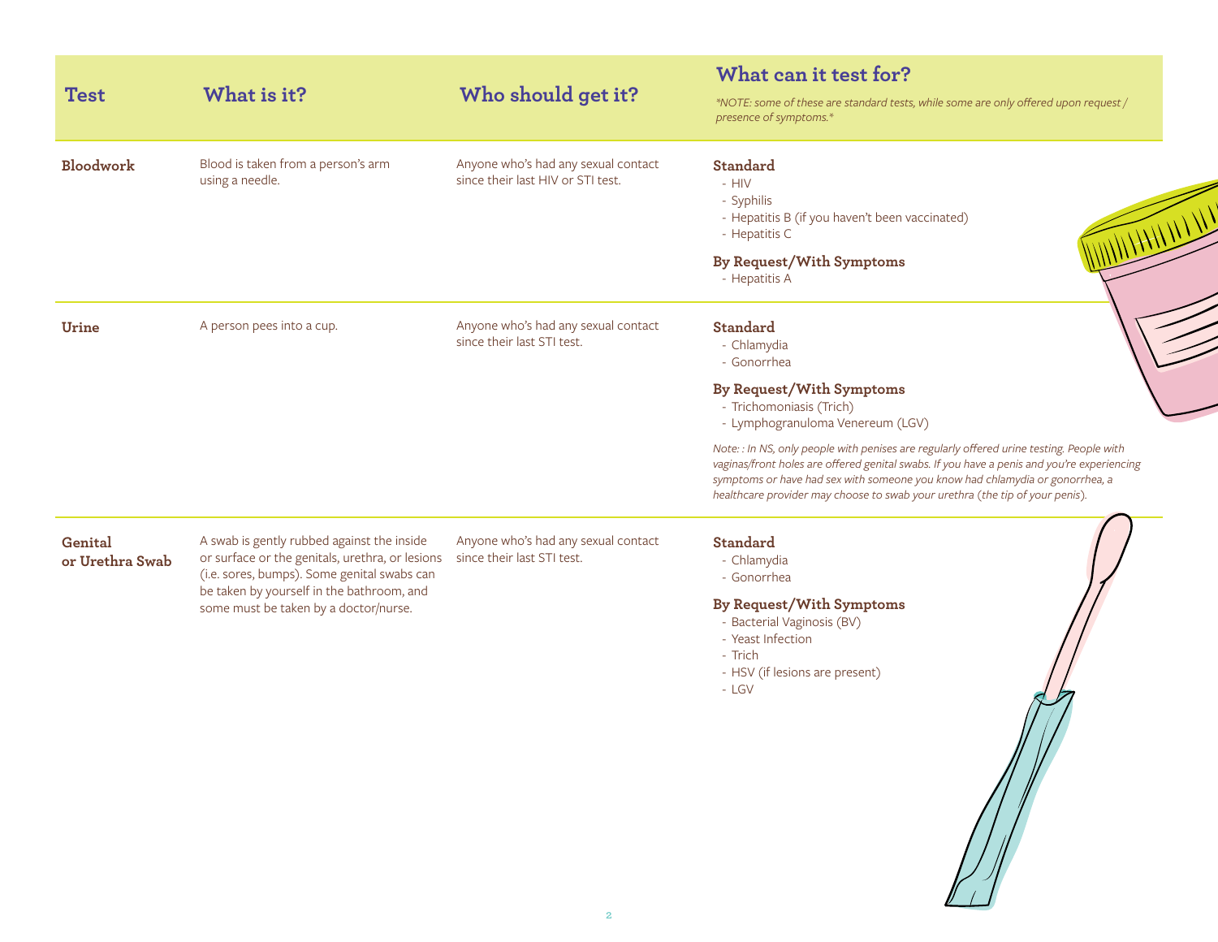| Test | What is it? | Who should get it? | What can it test for? *NOTE: some of these are standard tests, while some are only offered upon request / presence of symptoms.* |
| --- | --- | --- | --- |
| **Bloodwork** | Blood is taken from a person's arm using a needle. | Anyone who's had any sexual contact since their last HIV or STI test. | **Standard**<br>- HIV<br>- Syphilis<br>- Hepatitis B (if you haven't been vaccinated)<br>- Hepatitis C<br><br>**By Request/With Symptoms**<br>- Hepatitis A |
| **Urine** | A person pees into a cup. | Anyone who's had any sexual contact since their last STI test. | **Standard**<br>- Chlamydia<br>- Gonorrhea<br><br>**By Request/With Symptoms**<br>- Trichomoniasis (Trich)<br>- Lymphogranuloma Venereum (LGV)<br><br>*Note: : In NS, only people with penises are regularly offered urine testing. People with vaginas/front holes are offered genital swabs. If you have a penis and you're experiencing symptoms or have had sex with someone you know had chlamydia or gonorrhea, a healthcare provider may choose to swab your urethra (the tip of your penis).* |
| **Genital or Urethra Swab** | A swab is gently rubbed against the inside or surface or the genitals, urethra, or lesions (i.e. sores, bumps). Some genital swabs can be taken by yourself in the bathroom, and some must be taken by a doctor/nurse. | Anyone who's had any sexual contact since their last STI test. | **Standard**<br>- Chlamydia<br>- Gonorrhea<br><br>**By Request/With Symptoms**<br>- Bacterial Vaginosis (BV)<br>- Yeast Infection<br>- Trich<br>- HSV (if lesions are present)<br>- LGV |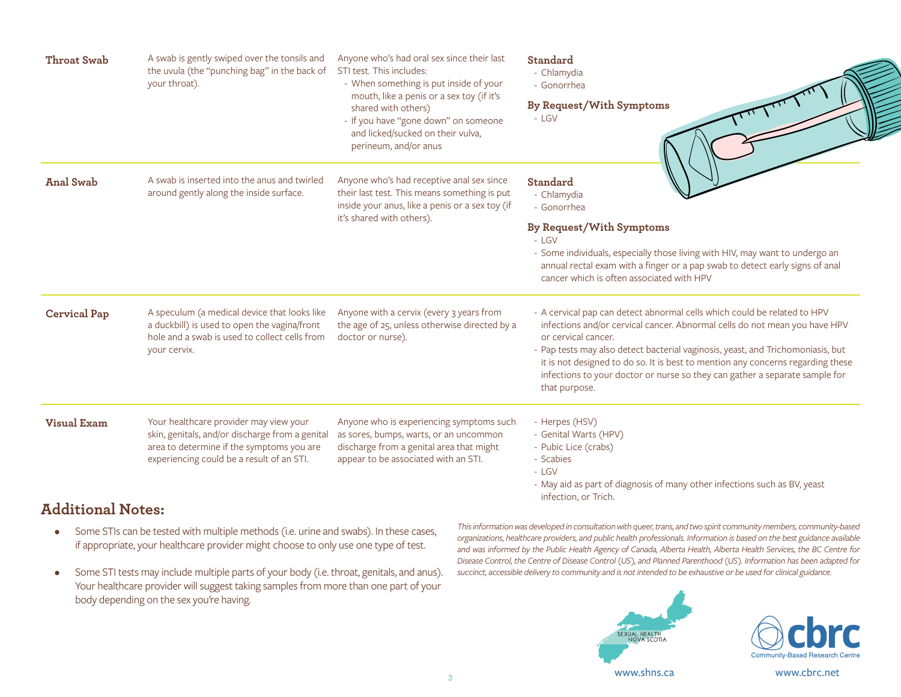| | | | |
|---|---|---|---|
| **Throat Swab** | A swab is gently swiped over the tonsils and the uvula (the "punching bag" in the back of your throat). | Anyone who's had oral sex since their last STI test. This includes:<br>- When something is put inside of your mouth, like a penis or a sex toy (if it's shared with others)<br>- If you have "gone down" on someone and licked/sucked on their vulva, perineum, and/or anus | **Standard**<br>- Chlamydia<br>- Gonorrhea<br>**By Request/With Symptoms**<br>- LGV |
| **Anal Swab** | A swab is inserted into the anus and twirled around gently along the inside surface. | Anyone who's had receptive anal sex since their last test. This means something is put inside your anus, like a penis or a sex toy (if it's shared with others). | **Standard**<br>- Chlamydia<br>- Gonorrhea<br>**By Request/With Symptoms**<br>- LGV<br>- Some individuals, especially those living with HIV, may want to undergo an annual rectal exam with a finger or a pap swab to detect early signs of anal cancer which is often associated with HPV |
| **Cervical Pap** | A speculum (a medical device that looks like a duckbill) is used to open the vagina/front hole and a swab is used to collect cells from your cervix. | Anyone with a cervix (every 3 years from the age of 25, unless otherwise directed by a doctor or nurse). | - A cervical pap can detect abnormal cells which could be related to HPV infections and/or cervical cancer. Abnormal cells do not mean you have HPV or cervical cancer.<br>- Pap tests may also detect bacterial vaginosis, yeast, and Trichomoniasis, but it is not designed to do so. It is best to mention any concerns regarding these infections to your doctor or nurse so they can gather a separate sample for that purpose. |
| **Visual Exam** | Your healthcare provider may view your skin, genitals, and/or discharge from a genital area to determine if the symptoms you are experiencing could be a result of an STI. | Anyone who is experiencing symptoms such as sores, bumps, warts, or an uncommon discharge from a genital area that might appear to be associated with an STI. | - Herpes (HSV)<br>- Genital Warts (HPV)<br>- Pubic Lice (crabs)<br>- Scabies<br>- LGV<br>- May aid as part of diagnosis of many other infections such as BV, yeast infection, or Trich. |

## Additional Notes:

- Some STIs can be tested with multiple methods (i.e. urine and swabs). In these cases, if appropriate, your healthcare provider might choose to only use one type of test.
- Some STI tests may include multiple parts of your body (i.e. throat, genitals, and anus). Your healthcare provider will suggest taking samples from more than one part of your body depending on the sex you're having.

*This information was developed in consultation with queer, trans, and two spirit community members, community-based organizations, healthcare providers, and public health professionals. Information is based on the best guidance available and was informed by the Public Health Agency of Canada, Alberta Health, Alberta Health Services, the BC Centre for Disease Control, the Centre of Disease Control (US), and Planned Parenthood (US). Information has been adapted for succinct, accessible delivery to community and is not intended to be exhaustive or be used for clinical guidance.*

SEXUAL HEALTH NOVA SCOTIA

www.shns.ca

cbrc Community-Based Research Centre

www.cbrc.net